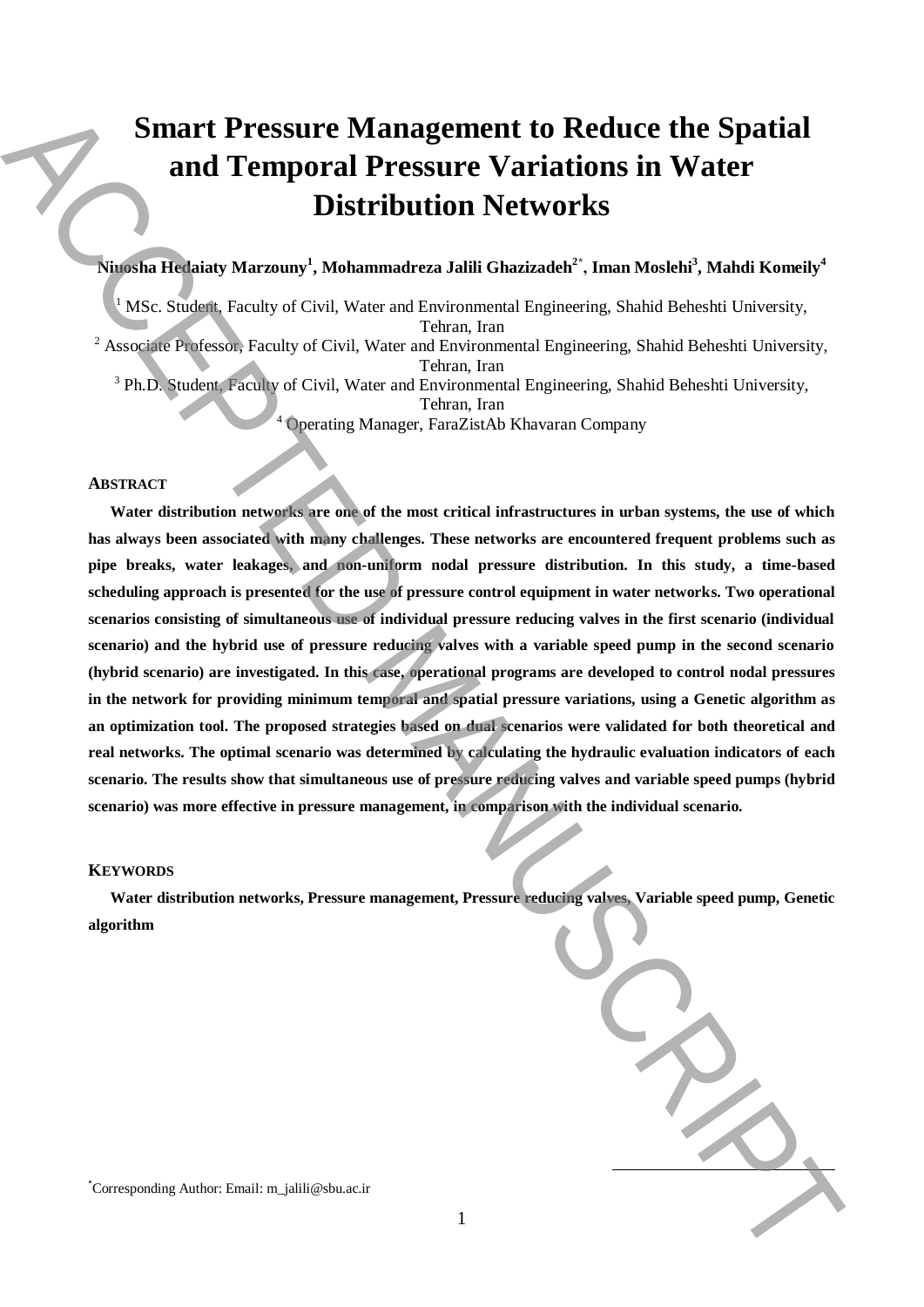# Smart Pressure Management to Reduce the Spatial and Temporal Pressure Variations in Water Distribution Networks

**Niuosha Hedaiaty Marzouny[1], Mohammadreza Jalili Ghazizadeh[2*], Iman Moslehi[3], Mahdi Komeily[4]**

[1] MSc. Student, Faculty of Civil, Water and Environmental Engineering, Shahid Beheshti University, Tehran, Iran

[2] Associate Professor, Faculty of Civil, Water and Environmental Engineering, Shahid Beheshti University, Tehran, Iran

[3] Ph.D. Student, Faculty of Civil, Water and Environmental Engineering, Shahid Beheshti University, Tehran, Iran

[4] Operating Manager, FaraZistAb Khavaran Company

## ABSTRACT

**Water distribution networks are one of the most critical infrastructures in urban systems, the use of which has always been associated with many challenges. These networks are encountered frequent problems such as pipe breaks, water leakages, and non-uniform nodal pressure distribution. In this study, a time-based scheduling approach is presented for the use of pressure control equipment in water networks. Two operational scenarios consisting of simultaneous use of individual pressure reducing valves in the first scenario (individual scenario) and the hybrid use of pressure reducing valves with a variable speed pump in the second scenario (hybrid scenario) are investigated. In this case, operational programs are developed to control nodal pressures in the network for providing minimum temporal and spatial pressure variations, using a Genetic algorithm as an optimization tool. The proposed strategies based on dual scenarios were validated for both theoretical and real networks. The optimal scenario was determined by calculating the hydraulic evaluation indicators of each scenario. The results show that simultaneous use of pressure reducing valves and variable speed pumps (hybrid scenario) was more effective in pressure management, in comparison with the individual scenario.**

## KEYWORDS

**Water distribution networks, Pressure management, Pressure reducing valves, Variable speed pump, Genetic algorithm**

[*] Corresponding Author: Email: m_jalili@sbu.ac.ir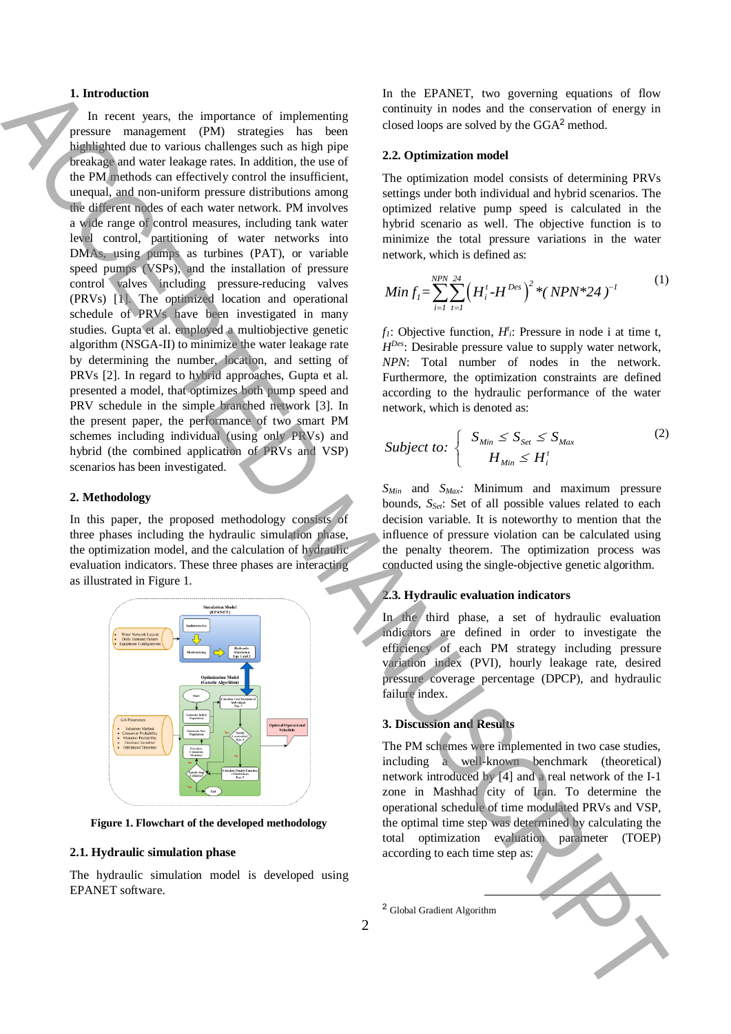## 1. Introduction

In recent years, the importance of implementing pressure management (PM) strategies has been highlighted due to various challenges such as high pipe breakage and water leakage rates. In addition, the use of the PM methods can effectively control the insufficient, unequal, and non-uniform pressure distributions among the different nodes of each water network. PM involves a wide range of control measures, including tank water level control, partitioning of water networks into DMAs, using pumps as turbines (PAT), or variable speed pumps (VSPs), and the installation of pressure control valves including pressure-reducing valves (PRVs) [1]. The optimized location and operational schedule of PRVs have been investigated in many studies. Gupta et al. employed a multiobjective genetic algorithm (NSGA-II) to minimize the water leakage rate by determining the number, location, and setting of PRVs [2]. In regard to hybrid approaches, Gupta et al. presented a model, that optimizes both pump speed and PRV schedule in the simple branched network [3]. In the present paper, the performance of two smart PM schemes including individual (using only PRVs) and hybrid (the combined application of PRVs and VSP) scenarios has been investigated.

## 2. Methodology

In this paper, the proposed methodology consists of three phases including the hydraulic simulation phase, the optimization model, and the calculation of hydraulic evaluation indicators. These three phases are interacting as illustrated in Figure 1.

**Figure 1. Flowchart of the developed methodology**

### 2.1. Hydraulic simulation phase

The hydraulic simulation model is developed using EPANET software. In the EPANET, two governing equations of flow continuity in nodes and the conservation of energy in closed loops are solved by the GGA[2] method.

### 2.2. Optimization model

The optimization model consists of determining PRVs settings under both individual and hybrid scenarios. The optimized relative pump speed is calculated in the hybrid scenario as well. The objective function is to minimize the total pressure variations in the water network, which is defined as:

$$Min\ f_1 = \sum_{i=1}^{NPN} \sum_{t=1}^{24} \left( H_i^t - H^{Des} \right)^2 * (NPN*24)^{-1} \tag{1}$$

$f_1$: Objective function, $H_i^t$: Pressure in node i at time t, $H^{Des}$: Desirable pressure value to supply water network, $NPN$: Total number of nodes in the network. Furthermore, the optimization constraints are defined according to the hydraulic performance of the water network, which is denoted as:

$$Subject\ to: \begin{cases} S_{Min} \le S_{Set} \le S_{Max} \\ H_{Min} \le H_i^t \end{cases} \tag{2}$$

$S_{Min}$ and $S_{Max}$: Minimum and maximum pressure bounds, $S_{Set}$: Set of all possible values related to each decision variable. It is noteworthy to mention that the influence of pressure violation can be calculated using the penalty theorem. The optimization process was conducted using the single-objective genetic algorithm.

### 2.3. Hydraulic evaluation indicators

In the third phase, a set of hydraulic evaluation indicators are defined in order to investigate the efficiency of each PM strategy including pressure variation index (PVI), hourly leakage rate, desired pressure coverage percentage (DPCP), and hydraulic failure index.

## 3. Discussion and Results

The PM schemes were implemented in two case studies, including a well-known benchmark (theoretical) network introduced by [4] and a real network of the I-1 zone in Mashhad city of Iran. To determine the operational schedule of time modulated PRVs and VSP, the optimal time step was determined by calculating the total optimization evaluation parameter (TOEP) according to each time step as:

[2] Global Gradient Algorithm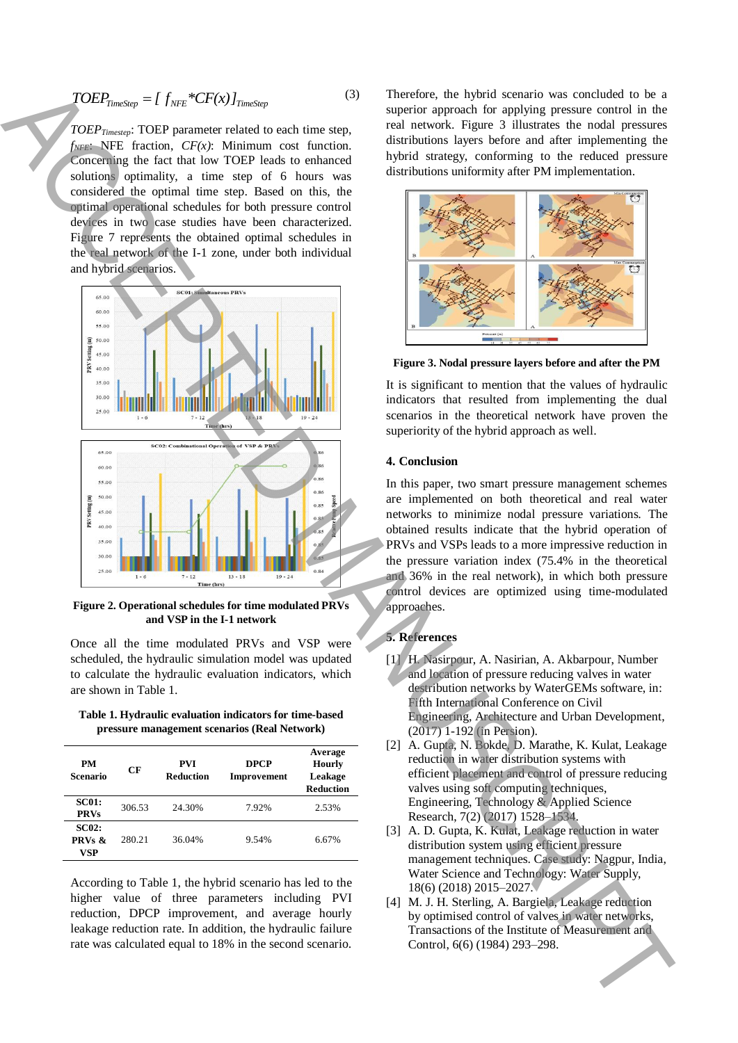$$TOEP_{TimeStep} = [\ f_{NFE} * CF(x)\ ]_{TimeStep} \quad (3)$$

$TOEP_{Timestep}$: TOEP parameter related to each time step, $f_{NFE}$: NFE fraction, $CF(x)$: Minimum cost function. Concerning the fact that low TOEP leads to enhanced solutions optimality, a time step of 6 hours was considered the optimal time step. Based on this, the optimal operational schedules for both pressure control devices in two case studies have been characterized. Figure 7 represents the obtained optimal schedules in the real network of the I-1 zone, under both individual and hybrid scenarios.

SC01: Simultaneous PRVs

PRV Setting (m)

65.00
60.00
55.00
50.00
45.00
40.00
35.00
30.00
25.00

1 - 6
7 - 12
13 - 18
19 - 24

Time (hrs)

SC02: Combinational Operation of VSP & PRVs

PRV Setting (m)

Relative Pump Speed

65.00
60.00
55.00
50.00
45.00
40.00
35.00
30.00
25.00

0.86
0.86
0.86
0.86
0.85
0.85
0.85
0.85
0.85
0.84
0.84

1 - 6
7 - 12
13 - 18
19 - 24

Time (hrs)

**Figure 2. Operational schedules for time modulated PRVs and VSP in the I-1 network**

Once all the time modulated PRVs and VSP were scheduled, the hydraulic simulation model was updated to calculate the hydraulic evaluation indicators, which are shown in Table 1.

**Table 1. Hydraulic evaluation indicators for time-based pressure management scenarios (Real Network)**

| PM Scenario | CF | PVI Reduction | DPCP Improvement | Average Hourly Leakage Reduction |
|---|---|---|---|---|
| SC01: PRVs | 306.53 | 24.30% | 7.92% | 2.53% |
| SC02: PRVs & VSP | 280.21 | 36.04% | 9.54% | 6.67% |

According to Table 1, the hybrid scenario has led to the higher value of three parameters including PVI reduction, DPCP improvement, and average hourly leakage reduction rate. In addition, the hydraulic failure rate was calculated equal to 18% in the second scenario. Therefore, the hybrid scenario was concluded to be a superior approach for applying pressure control in the real network. Figure 3 illustrates the nodal pressures distributions layers before and after implementing the hybrid strategy, conforming to the reduced pressure distributions uniformity after PM implementation.

B
A
Min Consumption
B
A
Max Consumption
Pressure (m)

**Figure 3. Nodal pressure layers before and after the PM**

It is significant to mention that the values of hydraulic indicators that resulted from implementing the dual scenarios in the theoretical network have proven the superiority of the hybrid approach as well.

## 4. Conclusion

In this paper, two smart pressure management schemes are implemented on both theoretical and real water networks to minimize nodal pressure variations. The obtained results indicate that the hybrid operation of PRVs and VSPs leads to a more impressive reduction in the pressure variation index (75.4% in the theoretical and 36% in the real network), in which both pressure control devices are optimized using time-modulated approaches.

## 5. References

[1] H. Nasirpour, A. Nasirian, A. Akbarpour, Number and location of pressure reducing valves in water destribution networks by WaterGEMs software, in: Fifth International Conference on Civil Engineering, Architecture and Urban Development, (2017) 1-192 (in Persion).

[2] A. Gupta, N. Bokde, D. Marathe, K. Kulat, Leakage reduction in water distribution systems with efficient placement and control of pressure reducing valves using soft computing techniques, Engineering, Technology & Applied Science Research, 7(2) (2017) 1528–1534.

[3] A. D. Gupta, K. Kulat, Leakage reduction in water distribution system using efficient pressure management techniques. Case study: Nagpur, India, Water Science and Technology: Water Supply, 18(6) (2018) 2015–2027.

[4] M. J. H. Sterling, A. Bargiela, Leakage reduction by optimised control of valves in water networks, Transactions of the Institute of Measurement and Control, 6(6) (1984) 293–298.